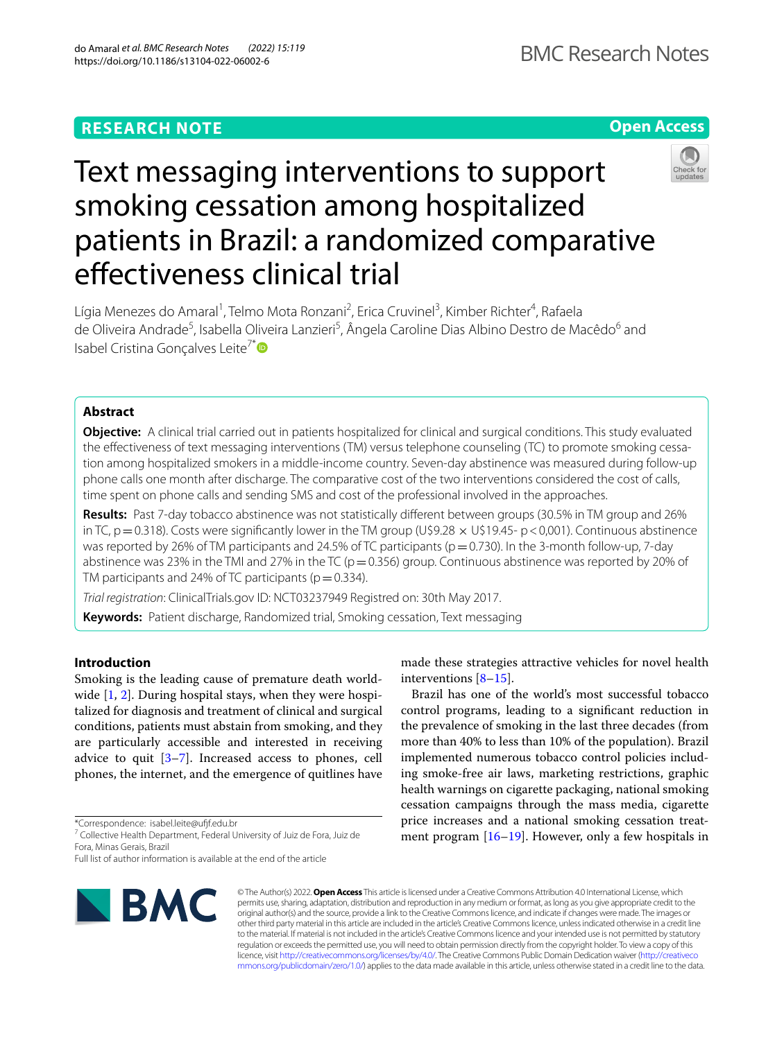RESEARCH NOTE

Open Access

# Text messaging interventions to support smoking cessation among hospitalized patients in Brazil: a randomized comparative effectiveness clinical trial

Lígia Menezes do Amaral[1], Telmo Mota Ronzani[2], Erica Cruvinel[3], Kimber Richter[4], Rafaela de Oliveira Andrade[5], Isabella Oliveira Lanzieri[5], Ângela Caroline Dias Albino Destro de Macêdo[6] and Isabel Cristina Gonçalves Leite[7*]

## Abstract

**Objective:** A clinical trial carried out in patients hospitalized for clinical and surgical conditions. This study evaluated the effectiveness of text messaging interventions (TM) versus telephone counseling (TC) to promote smoking cessation among hospitalized smokers in a middle-income country. Seven-day abstinence was measured during follow-up phone calls one month after discharge. The comparative cost of the two interventions considered the cost of calls, time spent on phone calls and sending SMS and cost of the professional involved in the approaches.

**Results:** Past 7-day tobacco abstinence was not statistically different between groups (30.5% in TM group and 26% in TC, $p = 0.318$). Costs were significantly lower in the TM group (U\$9.28 × U\$19.45- $p < 0{,}001$). Continuous abstinence was reported by 26% of TM participants and 24.5% of TC participants ($p = 0.730$). In the 3-month follow-up, 7-day abstinence was 23% in the TMI and 27% in the TC ($p = 0.356$) group. Continuous abstinence was reported by 20% of TM participants and 24% of TC participants ($p = 0.334$).

*Trial registration*: ClinicalTrials.gov ID: NCT03237949 Registred on: 30th May 2017.

**Keywords:** Patient discharge, Randomized trial, Smoking cessation, Text messaging

## Introduction

Smoking is the leading cause of premature death worldwide [1, 2]. During hospital stays, when they were hospitalized for diagnosis and treatment of clinical and surgical conditions, patients must abstain from smoking, and they are particularly accessible and interested in receiving advice to quit [3–7]. Increased access to phones, cell phones, the internet, and the emergence of quitlines have made these strategies attractive vehicles for novel health interventions [8–15].

Brazil has one of the world's most successful tobacco control programs, leading to a significant reduction in the prevalence of smoking in the last three decades (from more than 40% to less than 10% of the population). Brazil implemented numerous tobacco control policies including smoke-free air laws, marketing restrictions, graphic health warnings on cigarette packaging, national smoking cessation campaigns through the mass media, cigarette price increases and a national smoking cessation treatment program [16–19]. However, only a few hospitals in

*Correspondence: isabel.leite@ufjf.edu.br
[7] Collective Health Department, Federal University of Juiz de Fora, Juiz de Fora, Minas Gerais, Brazil
Full list of author information is available at the end of the article

© The Author(s) 2022. **Open Access** This article is licensed under a Creative Commons Attribution 4.0 International License, which permits use, sharing, adaptation, distribution and reproduction in any medium or format, as long as you give appropriate credit to the original author(s) and the source, provide a link to the Creative Commons licence, and indicate if changes were made. The images or other third party material in this article are included in the article's Creative Commons licence, unless indicated otherwise in a credit line to the material. If material is not included in the article's Creative Commons licence and your intended use is not permitted by statutory regulation or exceeds the permitted use, you will need to obtain permission directly from the copyright holder. To view a copy of this licence, visit http://creativecommons.org/licenses/by/4.0/. The Creative Commons Public Domain Dedication waiver (http://creativecommons.org/publicdomain/zero/1.0/) applies to the data made available in this article, unless otherwise stated in a credit line to the data.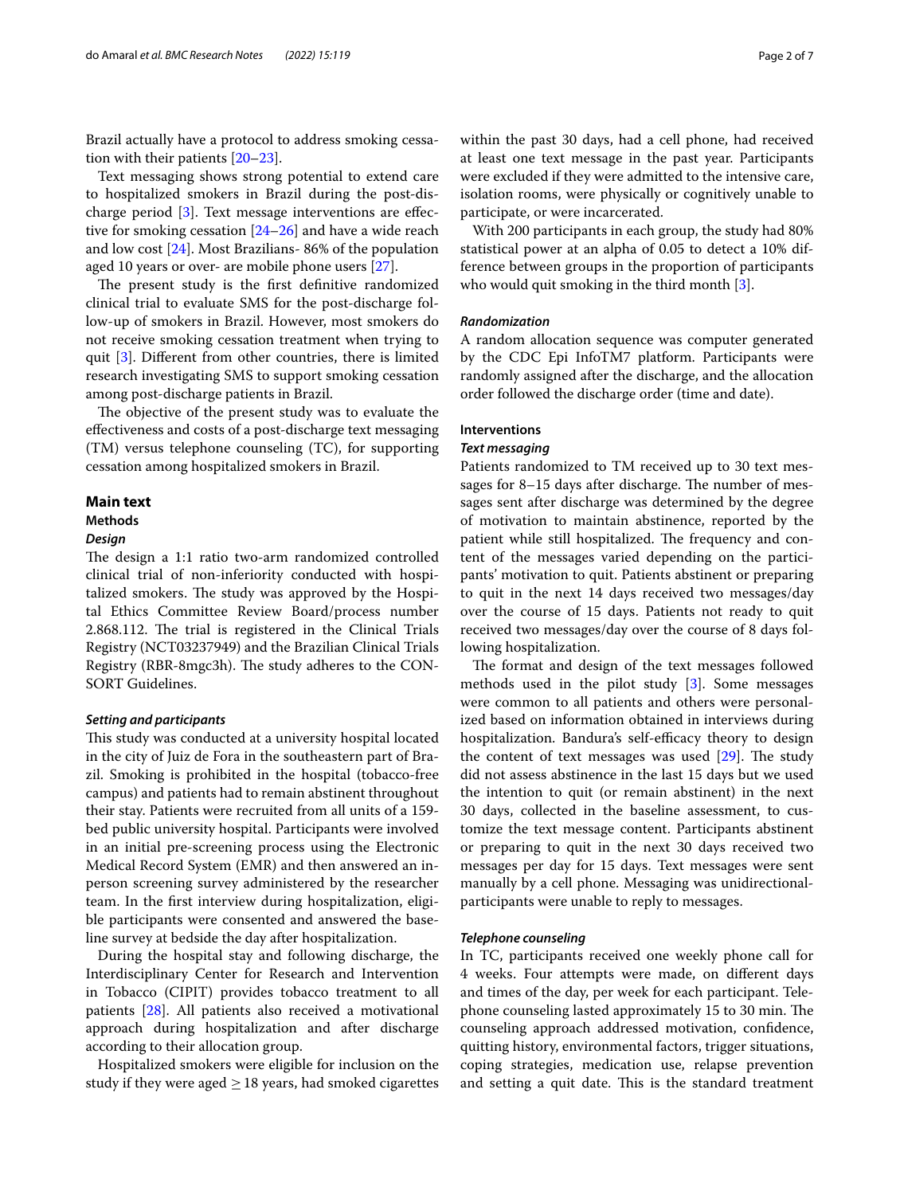Brazil actually have a protocol to address smoking cessation with their patients [20–23].

Text messaging shows strong potential to extend care to hospitalized smokers in Brazil during the post-discharge period [3]. Text message interventions are effective for smoking cessation [24–26] and have a wide reach and low cost [24]. Most Brazilians- 86% of the population aged 10 years or over- are mobile phone users [27].

The present study is the first definitive randomized clinical trial to evaluate SMS for the post-discharge follow-up of smokers in Brazil. However, most smokers do not receive smoking cessation treatment when trying to quit [3]. Different from other countries, there is limited research investigating SMS to support smoking cessation among post-discharge patients in Brazil.

The objective of the present study was to evaluate the effectiveness and costs of a post-discharge text messaging (TM) versus telephone counseling (TC), for supporting cessation among hospitalized smokers in Brazil.

## Main text

### Methods

#### *Design*

The design a 1:1 ratio two-arm randomized controlled clinical trial of non-inferiority conducted with hospitalized smokers. The study was approved by the Hospital Ethics Committee Review Board/process number 2.868.112. The trial is registered in the Clinical Trials Registry (NCT03237949) and the Brazilian Clinical Trials Registry (RBR-8mgc3h). The study adheres to the CONSORT Guidelines.

#### *Setting and participants*

This study was conducted at a university hospital located in the city of Juiz de Fora in the southeastern part of Brazil. Smoking is prohibited in the hospital (tobacco-free campus) and patients had to remain abstinent throughout their stay. Patients were recruited from all units of a 159-bed public university hospital. Participants were involved in an initial pre-screening process using the Electronic Medical Record System (EMR) and then answered an in-person screening survey administered by the researcher team. In the first interview during hospitalization, eligible participants were consented and answered the baseline survey at bedside the day after hospitalization.

During the hospital stay and following discharge, the Interdisciplinary Center for Research and Intervention in Tobacco (CIPIT) provides tobacco treatment to all patients [28]. All patients also received a motivational approach during hospitalization and after discharge according to their allocation group.

Hospitalized smokers were eligible for inclusion on the study if they were aged ≥ 18 years, had smoked cigarettes within the past 30 days, had a cell phone, had received at least one text message in the past year. Participants were excluded if they were admitted to the intensive care, isolation rooms, were physically or cognitively unable to participate, or were incarcerated.

With 200 participants in each group, the study had 80% statistical power at an alpha of 0.05 to detect a 10% difference between groups in the proportion of participants who would quit smoking in the third month [3].

#### *Randomization*

A random allocation sequence was computer generated by the CDC Epi InfoTM7 platform. Participants were randomly assigned after the discharge, and the allocation order followed the discharge order (time and date).

### Interventions

#### *Text messaging*

Patients randomized to TM received up to 30 text messages for 8–15 days after discharge. The number of messages sent after discharge was determined by the degree of motivation to maintain abstinence, reported by the patient while still hospitalized. The frequency and content of the messages varied depending on the participants' motivation to quit. Patients abstinent or preparing to quit in the next 14 days received two messages/day over the course of 15 days. Patients not ready to quit received two messages/day over the course of 8 days following hospitalization.

The format and design of the text messages followed methods used in the pilot study [3]. Some messages were common to all patients and others were personalized based on information obtained in interviews during hospitalization. Bandura's self-efficacy theory to design the content of text messages was used [29]. The study did not assess abstinence in the last 15 days but we used the intention to quit (or remain abstinent) in the next 30 days, collected in the baseline assessment, to customize the text message content. Participants abstinent or preparing to quit in the next 30 days received two messages per day for 15 days. Text messages were sent manually by a cell phone. Messaging was unidirectional-participants were unable to reply to messages.

#### *Telephone counseling*

In TC, participants received one weekly phone call for 4 weeks. Four attempts were made, on different days and times of the day, per week for each participant. Telephone counseling lasted approximately 15 to 30 min. The counseling approach addressed motivation, confidence, quitting history, environmental factors, trigger situations, coping strategies, medication use, relapse prevention and setting a quit date. This is the standard treatment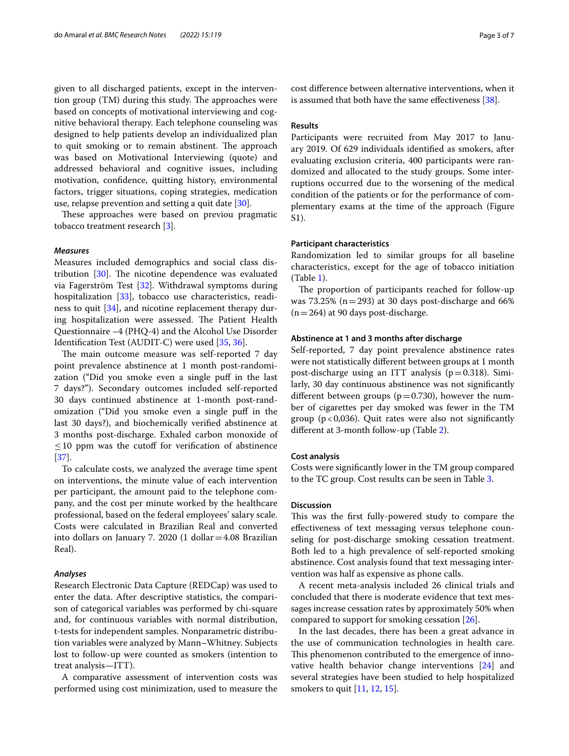given to all discharged patients, except in the intervention group (TM) during this study. The approaches were based on concepts of motivational interviewing and cognitive behavioral therapy. Each telephone counseling was designed to help patients develop an individualized plan to quit smoking or to remain abstinent. The approach was based on Motivational Interviewing (quote) and addressed behavioral and cognitive issues, including motivation, confidence, quitting history, environmental factors, trigger situations, coping strategies, medication use, relapse prevention and setting a quit date [30].

These approaches were based on previou pragmatic tobacco treatment research [3].

### *Measures*

Measures included demographics and social class distribution [30]. The nicotine dependence was evaluated via Fagerström Test [32]. Withdrawal symptoms during hospitalization [33], tobacco use characteristics, readiness to quit [34], and nicotine replacement therapy during hospitalization were assessed. The Patient Health Questionnaire –4 (PHQ-4) and the Alcohol Use Disorder Identification Test (AUDIT-C) were used [35, 36].

The main outcome measure was self-reported 7 day point prevalence abstinence at 1 month post-randomization ("Did you smoke even a single puff in the last 7 days?"). Secondary outcomes included self-reported 30 days continued abstinence at 1-month post-randomization ("Did you smoke even a single puff in the last 30 days?), and biochemically verified abstinence at 3 months post-discharge. Exhaled carbon monoxide of $\leq 10$ ppm was the cutoff for verification of abstinence [37].

To calculate costs, we analyzed the average time spent on interventions, the minute value of each intervention per participant, the amount paid to the telephone company, and the cost per minute worked by the healthcare professional, based on the federal employees' salary scale. Costs were calculated in Brazilian Real and converted into dollars on January 7. 2020 (1 dollar = 4.08 Brazilian Real).

### *Analyses*

Research Electronic Data Capture (REDCap) was used to enter the data. After descriptive statistics, the comparison of categorical variables was performed by chi-square and, for continuous variables with normal distribution, t-tests for independent samples. Nonparametric distribution variables were analyzed by Mann–Whitney. Subjects lost to follow-up were counted as smokers (intention to treat analysis—ITT).

A comparative assessment of intervention costs was performed using cost minimization, used to measure the cost difference between alternative interventions, when it is assumed that both have the same effectiveness [38].

## Results

Participants were recruited from May 2017 to January 2019. Of 629 individuals identified as smokers, after evaluating exclusion criteria, 400 participants were randomized and allocated to the study groups. Some interruptions occurred due to the worsening of the medical condition of the patients or for the performance of complementary exams at the time of the approach (Figure S1).

### Participant characteristics

Randomization led to similar groups for all baseline characteristics, except for the age of tobacco initiation (Table 1).

The proportion of participants reached for follow-up was 73.25% (n = 293) at 30 days post-discharge and 66% (n = 264) at 90 days post-discharge.

### Abstinence at 1 and 3 months after discharge

Self-reported, 7 day point prevalence abstinence rates were not statistically different between groups at 1 month post-discharge using an ITT analysis ($p = 0.318$). Similarly, 30 day continuous abstinence was not significantly different between groups ($p = 0.730$), however the number of cigarettes per day smoked was fewer in the TM group ($p < 0{,}036$). Quit rates were also not significantly different at 3-month follow-up (Table 2).

### Cost analysis

Costs were significantly lower in the TM group compared to the TC group. Cost results can be seen in Table 3.

## Discussion

This was the first fully-powered study to compare the effectiveness of text messaging versus telephone counseling for post-discharge smoking cessation treatment. Both led to a high prevalence of self-reported smoking abstinence. Cost analysis found that text messaging intervention was half as expensive as phone calls.

A recent meta-analysis included 26 clinical trials and concluded that there is moderate evidence that text messages increase cessation rates by approximately 50% when compared to support for smoking cessation [26].

In the last decades, there has been a great advance in the use of communication technologies in health care. This phenomenon contributed to the emergence of innovative health behavior change interventions [24] and several strategies have been studied to help hospitalized smokers to quit [11, 12, 15].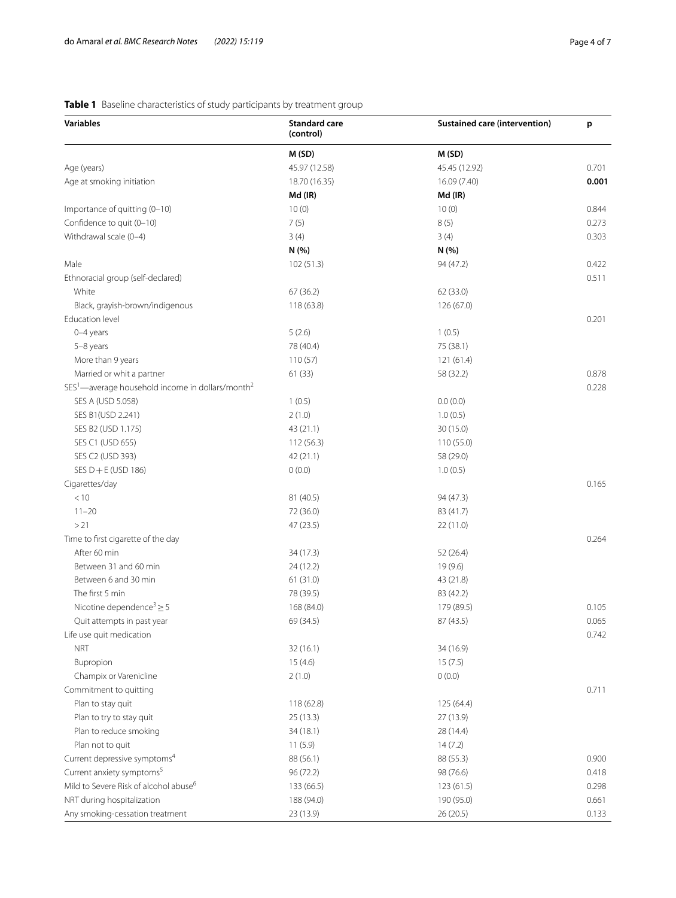**Table 1** Baseline characteristics of study participants by treatment group

| Variables | Standard care (control) | Sustained care (intervention) | p |
|---|---|---|---|
| | **M (SD)** | **M (SD)** | |
| Age (years) | 45.97 (12.58) | 45.45 (12.92) | 0.701 |
| Age at smoking initiation | 18.70 (16.35) | 16.09 (7.40) | **0.001** |
| | **Md (IR)** | **Md (IR)** | |
| Importance of quitting (0–10) | 10 (0) | 10 (0) | 0.844 |
| Confidence to quit (0–10) | 7 (5) | 8 (5) | 0.273 |
| Withdrawal scale (0–4) | 3 (4) | 3 (4) | 0.303 |
| | **N (%)** | **N (%)** | |
| Male | 102 (51.3) | 94 (47.2) | 0.422 |
| Ethnoracial group (self-declared) | | | 0.511 |
| White | 67 (36.2) | 62 (33.0) | |
| Black, grayish-brown/indigenous | 118 (63.8) | 126 (67.0) | |
| Education level | | | 0.201 |
| 0–4 years | 5 (2.6) | 1 (0.5) | |
| 5–8 years | 78 (40.4) | 75 (38.1) | |
| More than 9 years | 110 (57) | 121 (61.4) | |
| Married or whit a partner | 61 (33) | 58 (32.2) | 0.878 |
| SES[1]—average household income in dollars/month[2] | | | 0.228 |
| SES A (USD 5.058) | 1 (0.5) | 0.0 (0.0) | |
| SES B1(USD 2.241) | 2 (1.0) | 1.0 (0.5) | |
| SES B2 (USD 1.175) | 43 (21.1) | 30 (15.0) | |
| SES C1 (USD 655) | 112 (56.3) | 110 (55.0) | |
| SES C2 (USD 393) | 42 (21.1) | 58 (29.0) | |
| SES D + E (USD 186) | 0 (0.0) | 1.0 (0.5) | |
| Cigarettes/day | | | 0.165 |
| < 10 | 81 (40.5) | 94 (47.3) | |
| 11–20 | 72 (36.0) | 83 (41.7) | |
| > 21 | 47 (23.5) | 22 (11.0) | |
| Time to first cigarette of the day | | | 0.264 |
| After 60 min | 34 (17.3) | 52 (26.4) | |
| Between 31 and 60 min | 24 (12.2) | 19 (9.6) | |
| Between 6 and 30 min | 61 (31.0) | 43 (21.8) | |
| The first 5 min | 78 (39.5) | 83 (42.2) | |
| Nicotine dependence[3] ≥ 5 | 168 (84.0) | 179 (89.5) | 0.105 |
| Quit attempts in past year | 69 (34.5) | 87 (43.5) | 0.065 |
| Life use quit medication | | | 0.742 |
| NRT | 32 (16.1) | 34 (16.9) | |
| Bupropion | 15 (4.6) | 15 (7.5) | |
| Champix or Varenicline | 2 (1.0) | 0 (0.0) | |
| Commitment to quitting | | | 0.711 |
| Plan to stay quit | 118 (62.8) | 125 (64.4) | |
| Plan to try to stay quit | 25 (13.3) | 27 (13.9) | |
| Plan to reduce smoking | 34 (18.1) | 28 (14.4) | |
| Plan not to quit | 11 (5.9) | 14 (7.2) | |
| Current depressive symptoms[4] | 88 (56.1) | 88 (55.3) | 0.900 |
| Current anxiety symptoms[5] | 96 (72.2) | 98 (76.6) | 0.418 |
| Mild to Severe Risk of alcohol abuse[6] | 133 (66.5) | 123 (61.5) | 0.298 |
| NRT during hospitalization | 188 (94.0) | 190 (95.0) | 0.661 |
| Any smoking-cessation treatment | 23 (13.9) | 26 (20.5) | 0.133 |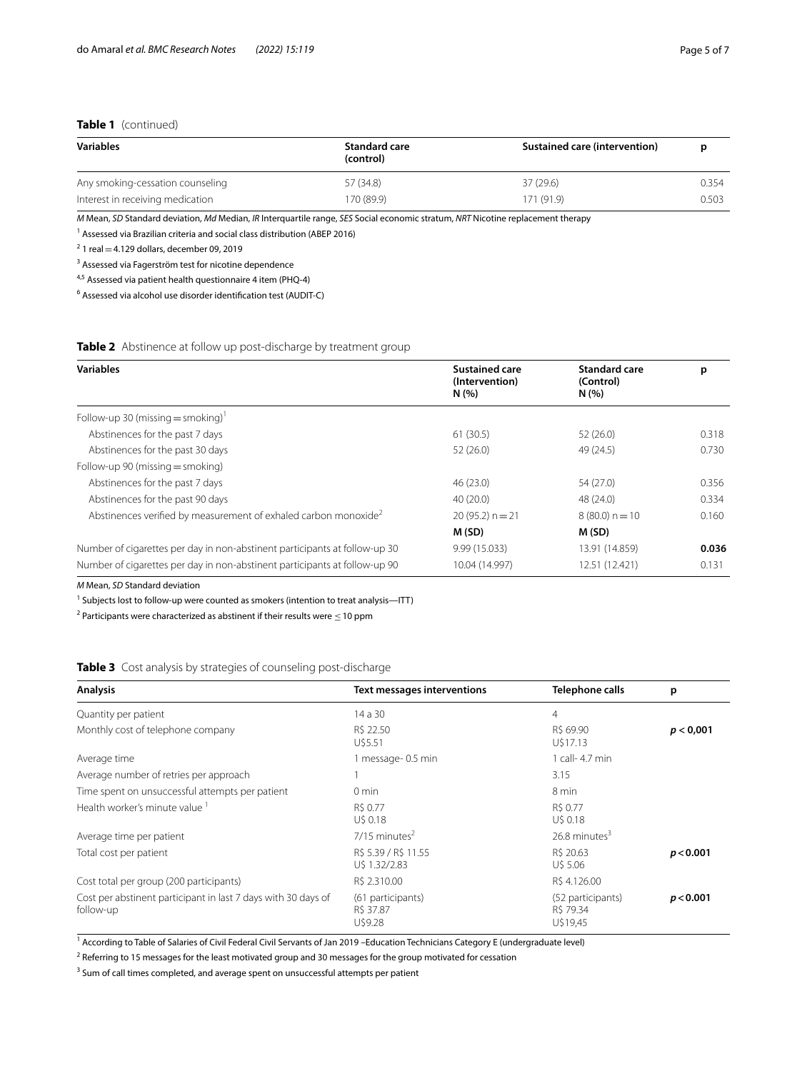**Table 1** (continued)

| Variables | Standard care (control) | Sustained care (intervention) | p |
|---|---|---|---|
| Any smoking-cessation counseling | 57 (34.8) | 37 (29.6) | 0.354 |
| Interest in receiving medication | 170 (89.9) | 171 (91.9) | 0.503 |

*M* Mean, *SD* Standard deviation, *Md* Median, *IR* Interquartile range, *SES* Social economic stratum, *NRT* Nicotine replacement therapy

[1] Assessed via Brazilian criteria and social class distribution (ABEP 2016)

[2] 1 real = 4.129 dollars, december 09, 2019

[3] Assessed via Fagerström test for nicotine dependence

[4,5] Assessed via patient health questionnaire 4 item (PHQ-4)

[6] Assessed via alcohol use disorder identification test (AUDIT-C)

**Table 2** Abstinence at follow up post-discharge by treatment group

| Variables | Sustained care (Intervention) N (%) | Standard care (Control) N (%) | p |
|---|---|---|---|
| Follow-up 30 (missing = smoking)[1] | | | |
| Abstinences for the past 7 days | 61 (30.5) | 52 (26.0) | 0.318 |
| Abstinences for the past 30 days | 52 (26.0) | 49 (24.5) | 0.730 |
| Follow-up 90 (missing = smoking) | | | |
| Abstinences for the past 7 days | 46 (23.0) | 54 (27.0) | 0.356 |
| Abstinences for the past 90 days | 40 (20.0) | 48 (24.0) | 0.334 |
| Abstinences verified by measurement of exhaled carbon monoxide[2] | 20 (95.2) n = 21 | 8 (80.0) n = 10 | 0.160 |
| | **M (SD)** | **M (SD)** | |
| Number of cigarettes per day in non-abstinent participants at follow-up 30 | 9.99 (15.033) | 13.91 (14.859) | **0.036** |
| Number of cigarettes per day in non-abstinent participants at follow-up 90 | 10.04 (14.997) | 12.51 (12.421) | 0.131 |

*M* Mean, *SD* Standard deviation

[1] Subjects lost to follow-up were counted as smokers (intention to treat analysis—ITT)

[2] Participants were characterized as abstinent if their results were $\leq 10$ ppm

**Table 3** Cost analysis by strategies of counseling post-discharge

| Analysis | Text messages interventions | Telephone calls | p |
|---|---|---|---|
| Quantity per patient | 14 a 30 | 4 | |
| Monthly cost of telephone company | R$ 22.50<br>U$5.51 | R$ 69.90<br>U$17.13 | ***p* < 0,001** |
| Average time | 1 message- 0.5 min | 1 call- 4.7 min | |
| Average number of retries per approach | 1 | 3.15 | |
| Time spent on unsuccessful attempts per patient | 0 min | 8 min | |
| Health worker's minute value [1] | R$ 0.77<br>U$ 0.18 | R$ 0.77<br>U$ 0.18 | |
| Average time per patient | 7/15 minutes[2] | 26.8 minutes[3] | |
| Total cost per patient | R$ 5.39 / R$ 11.55<br>U$ 1.32/2.83 | R$ 20.63<br>U$ 5.06 | ***p* < 0.001** |
| Cost total per group (200 participants) | R$ 2.310.00 | R$ 4.126.00 | |
| Cost per abstinent participant in last 7 days with 30 days of follow-up | (61 participants)<br>R$ 37.87<br>U$9.28 | (52 participants)<br>R$ 79.34<br>U$19,45 | ***p* < 0.001** |

[1] According to Table of Salaries of Civil Federal Civil Servants of Jan 2019 –Education Technicians Category E (undergraduate level)

[2] Referring to 15 messages for the least motivated group and 30 messages for the group motivated for cessation

[3] Sum of call times completed, and average spent on unsuccessful attempts per patient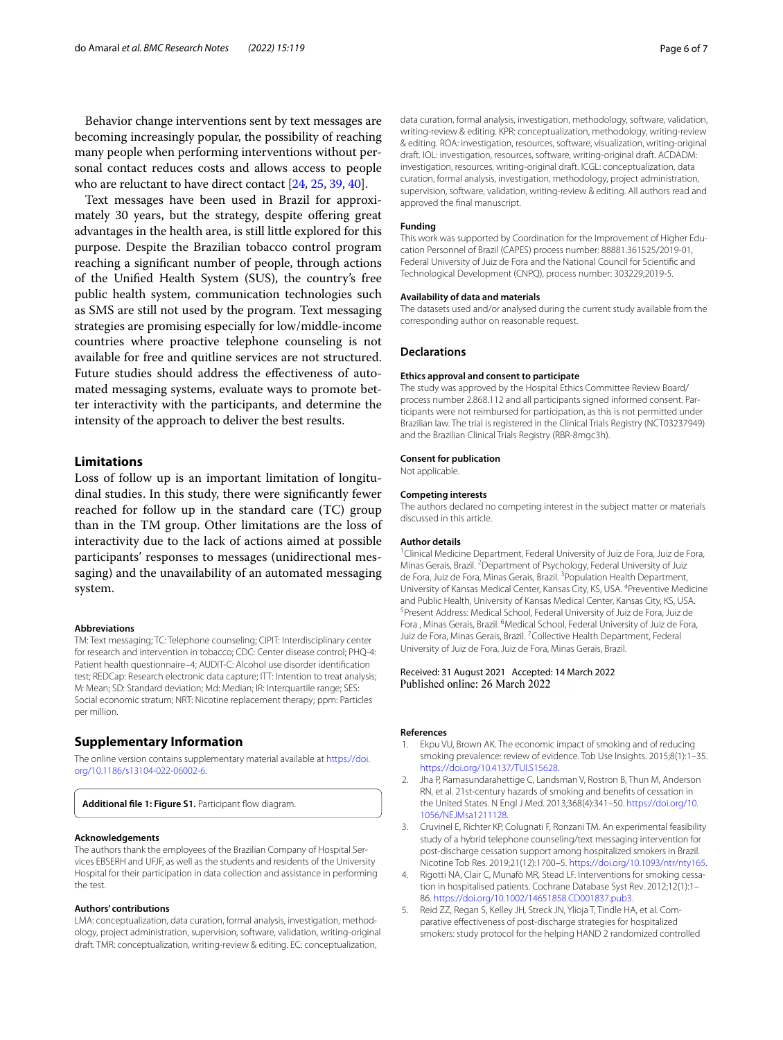Behavior change interventions sent by text messages are becoming increasingly popular, the possibility of reaching many people when performing interventions without personal contact reduces costs and allows access to people who are reluctant to have direct contact [24, 25, 39, 40].

Text messages have been used in Brazil for approximately 30 years, but the strategy, despite offering great advantages in the health area, is still little explored for this purpose. Despite the Brazilian tobacco control program reaching a significant number of people, through actions of the Unified Health System (SUS), the country's free public health system, communication technologies such as SMS are still not used by the program. Text messaging strategies are promising especially for low/middle-income countries where proactive telephone counseling is not available for free and quitline services are not structured. Future studies should address the effectiveness of automated messaging systems, evaluate ways to promote better interactivity with the participants, and determine the intensity of the approach to deliver the best results.

## Limitations

Loss of follow up is an important limitation of longitudinal studies. In this study, there were significantly fewer reached for follow up in the standard care (TC) group than in the TM group. Other limitations are the loss of interactivity due to the lack of actions aimed at possible participants' responses to messages (unidirectional messaging) and the unavailability of an automated messaging system.

### Abbreviations

TM: Text messaging; TC: Telephone counseling; CIPIT: Interdisciplinary center for research and intervention in tobacco; CDC: Center disease control; PHQ-4: Patient health questionnaire–4; AUDIT-C: Alcohol use disorder identification test; REDCap: Research electronic data capture; ITT: Intention to treat analysis; M: Mean; SD: Standard deviation; Md: Median; IR: Interquartile range; SES: Social economic stratum; NRT: Nicotine replacement therapy; ppm: Particles per million.

## Supplementary Information

The online version contains supplementary material available at https://doi.org/10.1186/s13104-022-06002-6.

**Additional file 1: Figure S1.** Participant flow diagram.

### Acknowledgements

The authors thank the employees of the Brazilian Company of Hospital Services EBSERH and UFJF, as well as the students and residents of the University Hospital for their participation in data collection and assistance in performing the test.

### Authors' contributions

LMA: conceptualization, data curation, formal analysis, investigation, methodology, project administration, supervision, software, validation, writing-original draft. TMR: conceptualization, writing-review & editing. EC: conceptualization, data curation, formal analysis, investigation, methodology, software, validation, writing-review & editing. KPR: conceptualization, methodology, writing-review & editing. ROA: investigation, resources, software, visualization, writing-original draft. IOL: investigation, resources, software, writing-original draft. ACDADM: investigation, resources, writing-original draft. ICGL: conceptualization, data curation, formal analysis, investigation, methodology, project administration, supervision, software, validation, writing-review & editing. All authors read and approved the final manuscript.

### Funding

This work was supported by Coordination for the Improvement of Higher Education Personnel of Brazil (CAPES) process number: 88881.361525/2019-01, Federal University of Juiz de Fora and the National Council for Scientific and Technological Development (CNPQ), process number: 303229;2019-5.

### Availability of data and materials

The datasets used and/or analysed during the current study available from the corresponding author on reasonable request.

## Declarations

### Ethics approval and consent to participate

The study was approved by the Hospital Ethics Committee Review Board/process number 2.868.112 and all participants signed informed consent. Participants were not reimbursed for participation, as this is not permitted under Brazilian law. The trial is registered in the Clinical Trials Registry (NCT03237949) and the Brazilian Clinical Trials Registry (RBR-8mgc3h).

### Consent for publication

Not applicable.

### Competing interests

The authors declared no competing interest in the subject matter or materials discussed in this article.

### Author details

[1]Clinical Medicine Department, Federal University of Juiz de Fora, Juiz de Fora, Minas Gerais, Brazil. [2]Department of Psychology, Federal University of Juiz de Fora, Juiz de Fora, Minas Gerais, Brazil. [3]Population Health Department, University of Kansas Medical Center, Kansas City, KS, USA. [4]Preventive Medicine and Public Health, University of Kansas Medical Center, Kansas City, KS, USA. [5]Present Address: Medical School, Federal University of Juiz de Fora, Juiz de Fora , Minas Gerais, Brazil. [6]Medical School, Federal University of Juiz de Fora, Juiz de Fora, Minas Gerais, Brazil. [7]Collective Health Department, Federal University of Juiz de Fora, Juiz de Fora, Minas Gerais, Brazil.

Received: 31 August 2021 Accepted: 14 March 2022
Published online: 26 March 2022

### References

1. Ekpu VU, Brown AK. The economic impact of smoking and of reducing smoking prevalence: review of evidence. Tob Use Insights. 2015;8(1):1–35. https://doi.org/10.4137/TUI.S15628.
2. Jha P, Ramasundarahettige C, Landsman V, Rostron B, Thun M, Anderson RN, et al. 21st-century hazards of smoking and benefits of cessation in the United States. N Engl J Med. 2013;368(4):341–50. https://doi.org/10.1056/NEJMsa1211128.
3. Cruvinel E, Richter KP, Colugnati F, Ronzani TM. An experimental feasibility study of a hybrid telephone counseling/text messaging intervention for post-discharge cessation support among hospitalized smokers in Brazil. Nicotine Tob Res. 2019;21(12):1700–5. https://doi.org/10.1093/ntr/nty165.
4. Rigotti NA, Clair C, Munafò MR, Stead LF. Interventions for smoking cessation in hospitalised patients. Cochrane Database Syst Rev. 2012;12(1):1–86. https://doi.org/10.1002/14651858.CD001837.pub3.
5. Reid ZZ, Regan S, Kelley JH, Streck JN, Ylioja T, Tindle HA, et al. Comparative effectiveness of post-discharge strategies for hospitalized smokers: study protocol for the helping HAND 2 randomized controlled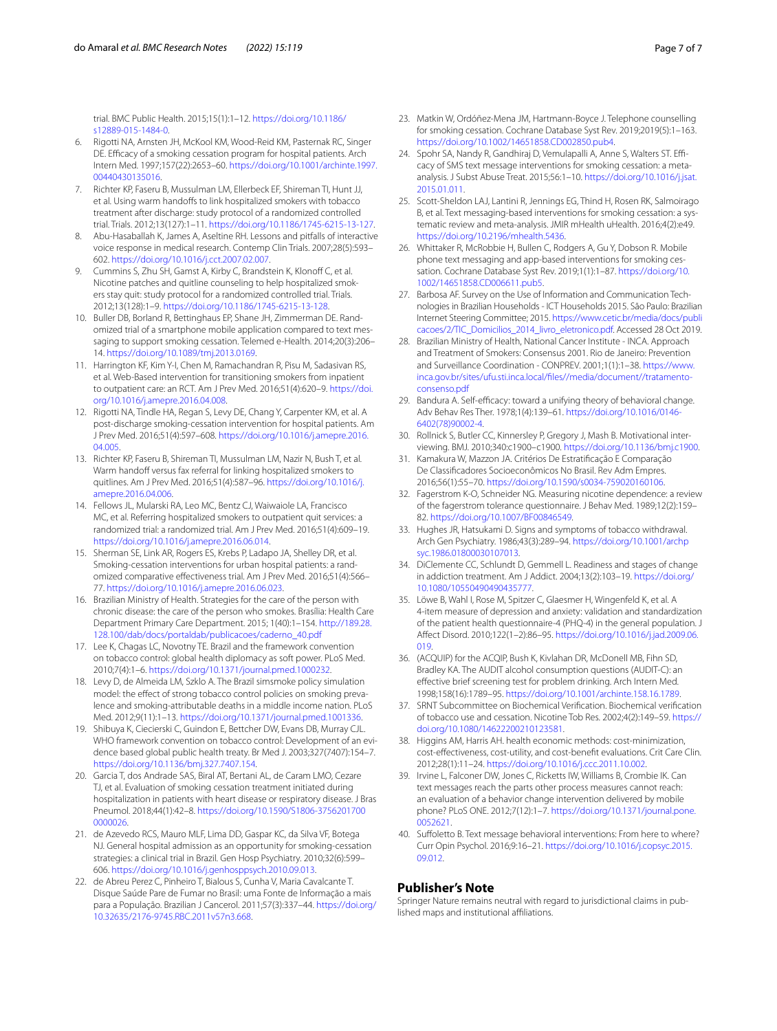trial. BMC Public Health. 2015;15(1):1–12. https://doi.org/10.1186/s12889-015-1484-0.

6. Rigotti NA, Arnsten JH, McKool KM, Wood-Reid KM, Pasternak RC, Singer DE. Efficacy of a smoking cessation program for hospital patients. Arch Intern Med. 1997;157(22):2653–60. https://doi.org/10.1001/archinte.1997.00440430135016.
7. Richter KP, Faseru B, Mussulman LM, Ellerbeck EF, Shireman TI, Hunt JJ, et al. Using warm handoffs to link hospitalized smokers with tobacco treatment after discharge: study protocol of a randomized controlled trial. Trials. 2012;13(127):1–11. https://doi.org/10.1186/1745-6215-13-127.
8. Abu-Hasaballah K, James A, Aseltine RH. Lessons and pitfalls of interactive voice response in medical research. Contemp Clin Trials. 2007;28(5):593–602. https://doi.org/10.1016/j.cct.2007.02.007.
9. Cummins S, Zhu SH, Gamst A, Kirby C, Brandstein K, Klonoff C, et al. Nicotine patches and quitline counseling to help hospitalized smokers stay quit: study protocol for a randomized controlled trial. Trials. 2012;13(128):1–9. https://doi.org/10.1186/1745-6215-13-128.
10. Buller DB, Borland R, Bettinghaus EP, Shane JH, Zimmerman DE. Randomized trial of a smartphone mobile application compared to text messaging to support smoking cessation. Telemed e-Health. 2014;20(3):206–14. https://doi.org/10.1089/tmj.2013.0169.
11. Harrington KF, Kim Y-I, Chen M, Ramachandran R, Pisu M, Sadasivan RS, et al. Web-Based intervention for transitioning smokers from inpatient to outpatient care: an RCT. Am J Prev Med. 2016;51(4):620–9. https://doi.org/10.1016/j.amepre.2016.04.008.
12. Rigotti NA, Tindle HA, Regan S, Levy DE, Chang Y, Carpenter KM, et al. A post-discharge smoking-cessation intervention for hospital patients. Am J Prev Med. 2016;51(4):597–608. https://doi.org/10.1016/j.amepre.2016.04.005.
13. Richter KP, Faseru B, Shireman TI, Mussulman LM, Nazir N, Bush T, et al. Warm handoff versus fax referral for linking hospitalized smokers to quitlines. Am J Prev Med. 2016;51(4):587–96. https://doi.org/10.1016/j.amepre.2016.04.006.
14. Fellows JL, Mularski RA, Leo MC, Bentz CJ, Waiwaiole LA, Francisco MC, et al. Referring hospitalized smokers to outpatient quit services: a randomized trial: a randomized trial. Am J Prev Med. 2016;51(4):609–19. https://doi.org/10.1016/j.amepre.2016.06.014.
15. Sherman SE, Link AR, Rogers ES, Krebs P, Ladapo JA, Shelley DR, et al. Smoking-cessation interventions for urban hospital patients: a randomized comparative effectiveness trial. Am J Prev Med. 2016;51(4):566–77. https://doi.org/10.1016/j.amepre.2016.06.023.
16. Brazilian Ministry of Health. Strategies for the care of the person with chronic disease: the care of the person who smokes. Brasília: Health Care Department Primary Care Department. 2015; 1(40):1–154. http://189.28.128.100/dab/docs/portaldab/publicacoes/caderno_40.pdf
17. Lee K, Chagas LC, Novotny TE. Brazil and the framework convention on tobacco control: global health diplomacy as soft power. PLoS Med. 2010;7(4):1–6. https://doi.org/10.1371/journal.pmed.1000232.
18. Levy D, de Almeida LM, Szklo A. The Brazil simsmoke policy simulation model: the effect of strong tobacco control policies on smoking prevalence and smoking-attributable deaths in a middle income nation. PLoS Med. 2012;9(11):1–13. https://doi.org/10.1371/journal.pmed.1001336.
19. Shibuya K, Ciecierski C, Guindon E, Bettcher DW, Evans DB, Murray CJL. WHO framework convention on tobacco control: Development of an evidence based global public health treaty. Br Med J. 2003;327(7407):154–7. https://doi.org/10.1136/bmj.327.7407.154.
20. Garcia T, dos Andrade SAS, Biral AT, Bertani AL, de Caram LMO, Cezare TJ, et al. Evaluation of smoking cessation treatment initiated during hospitalization in patients with heart disease or respiratory disease. J Bras Pneumol. 2018;44(1):42–8. https://doi.org/10.1590/S1806-37562017000000026.
21. de Azevedo RCS, Mauro MLF, Lima DD, Gaspar KC, da Silva VF, Botega NJ. General hospital admission as an opportunity for smoking-cessation strategies: a clinical trial in Brazil. Gen Hosp Psychiatry. 2010;32(6):599–606. https://doi.org/10.1016/j.genhosppsych.2010.09.013.
22. de Abreu Perez C, Pinheiro T, Bialous S, Cunha V, Maria Cavalcante T. Disque Saúde Pare de Fumar no Brasil: uma Fonte de Informação a mais para a População. Brazilian J Cancerol. 2011;57(3):337–44. https://doi.org/10.32635/2176-9745.RBC.2011v57n3.668.
23. Matkin W, Ordóñez-Mena JM, Hartmann-Boyce J. Telephone counselling for smoking cessation. Cochrane Database Syst Rev. 2019;2019(5):1–163. https://doi.org/10.1002/14651858.CD002850.pub4.
24. Spohr SA, Nandy R, Gandhiraj D, Vemulapalli A, Anne S, Walters ST. Efficacy of SMS text message interventions for smoking cessation: a meta-analysis. J Subst Abuse Treat. 2015;56:1–10. https://doi.org/10.1016/j.jsat.2015.01.011.
25. Scott-Sheldon LAJ, Lantini R, Jennings EG, Thind H, Rosen RK, Salmoirago B, et al. Text messaging-based interventions for smoking cessation: a systematic review and meta-analysis. JMIR mHealth uHealth. 2016;4(2):e49. https://doi.org/10.2196/mhealth.5436.
26. Whittaker R, McRobbie H, Bullen C, Rodgers A, Gu Y, Dobson R. Mobile phone text messaging and app-based interventions for smoking cessation. Cochrane Database Syst Rev. 2019;1(1):1–87. https://doi.org/10.1002/14651858.CD006611.pub5.
27. Barbosa AF. Survey on the Use of Information and Communication Technologies in Brazilian Households - ICT Households 2015. São Paulo: Brazilian Internet Steering Committee; 2015. https://www.cetic.br/media/docs/publicacoes/2/TIC_Domicilios_2014_livro_eletronico.pdf. Accessed 28 Oct 2019.
28. Brazilian Ministry of Health, National Cancer Institute - INCA. Approach and Treatment of Smokers: Consensus 2001. Rio de Janeiro: Prevention and Surveillance Coordination - CONPREV. 2001;1(1):1–38. https://www.inca.gov.br/sites/ufu.sti.inca.local/files//media/document//tratamento-consenso.pdf
29. Bandura A. Self-efficacy: toward a unifying theory of behavioral change. Adv Behav Res Ther. 1978;1(4):139–61. https://doi.org/10.1016/0146-6402(78)90002-4.
30. Rollnick S, Butler CC, Kinnersley P, Gregory J, Mash B. Motivational interviewing. BMJ. 2010;340:c1900–c1900. https://doi.org/10.1136/bmj.c1900.
31. Kamakura W, Mazzon JA. Critérios De Estratificação E Comparação De Classificadores Socioeconômicos No Brasil. Rev Adm Empres. 2016;56(1):55–70. https://doi.org/10.1590/s0034-759020160106.
32. Fagerstrom K-O, Schneider NG. Measuring nicotine dependence: a review of the fagerstrom tolerance questionnaire. J Behav Med. 1989;12(2):159–82. https://doi.org/10.1007/BF00846549.
33. Hughes JR, Hatsukami D. Signs and symptoms of tobacco withdrawal. Arch Gen Psychiatry. 1986;43(3):289–94. https://doi.org/10.1001/archpsyc.1986.01800030107013.
34. DiClemente CC, Schlundt D, Gemmell L. Readiness and stages of change in addiction treatment. Am J Addict. 2004;13(2):103–19. https://doi.org/10.1080/10550490490435777.
35. Löwe B, Wahl I, Rose M, Spitzer C, Glaesmer H, Wingenfeld K, et al. A 4-item measure of depression and anxiety: validation and standardization of the patient health questionnaire-4 (PHQ-4) in the general population. J Affect Disord. 2010;122(1–2):86–95. https://doi.org/10.1016/j.jad.2009.06.019.
36. (ACQUIP) for the ACQIP, Bush K, Kivlahan DR, McDonell MB, Fihn SD, Bradley KA. The AUDIT alcohol consumption questions (AUDIT-C): an effective brief screening test for problem drinking. Arch Intern Med. 1998;158(16):1789–95. https://doi.org/10.1001/archinte.158.16.1789.
37. SRNT Subcommittee on Biochemical Verification. Biochemical verification of tobacco use and cessation. Nicotine Tob Res. 2002;4(2):149–59. https://doi.org/10.1080/14622200210123581.
38. Higgins AM, Harris AH. health economic methods: cost-minimization, cost-effectiveness, cost-utility, and cost-benefit evaluations. Crit Care Clin. 2012;28(1):11–24. https://doi.org/10.1016/j.ccc.2011.10.002.
39. Irvine L, Falconer DW, Jones C, Ricketts IW, Williams B, Crombie IK. Can text messages reach the parts other process measures cannot reach: an evaluation of a behavior change intervention delivered by mobile phone? PLoS ONE. 2012;7(12):1–7. https://doi.org/10.1371/journal.pone.0052621.
40. Suffoletto B. Text message behavioral interventions: From here to where? Curr Opin Psychol. 2016;9:16–21. https://doi.org/10.1016/j.copsyc.2015.09.012.

## Publisher's Note

Springer Nature remains neutral with regard to jurisdictional claims in published maps and institutional affiliations.